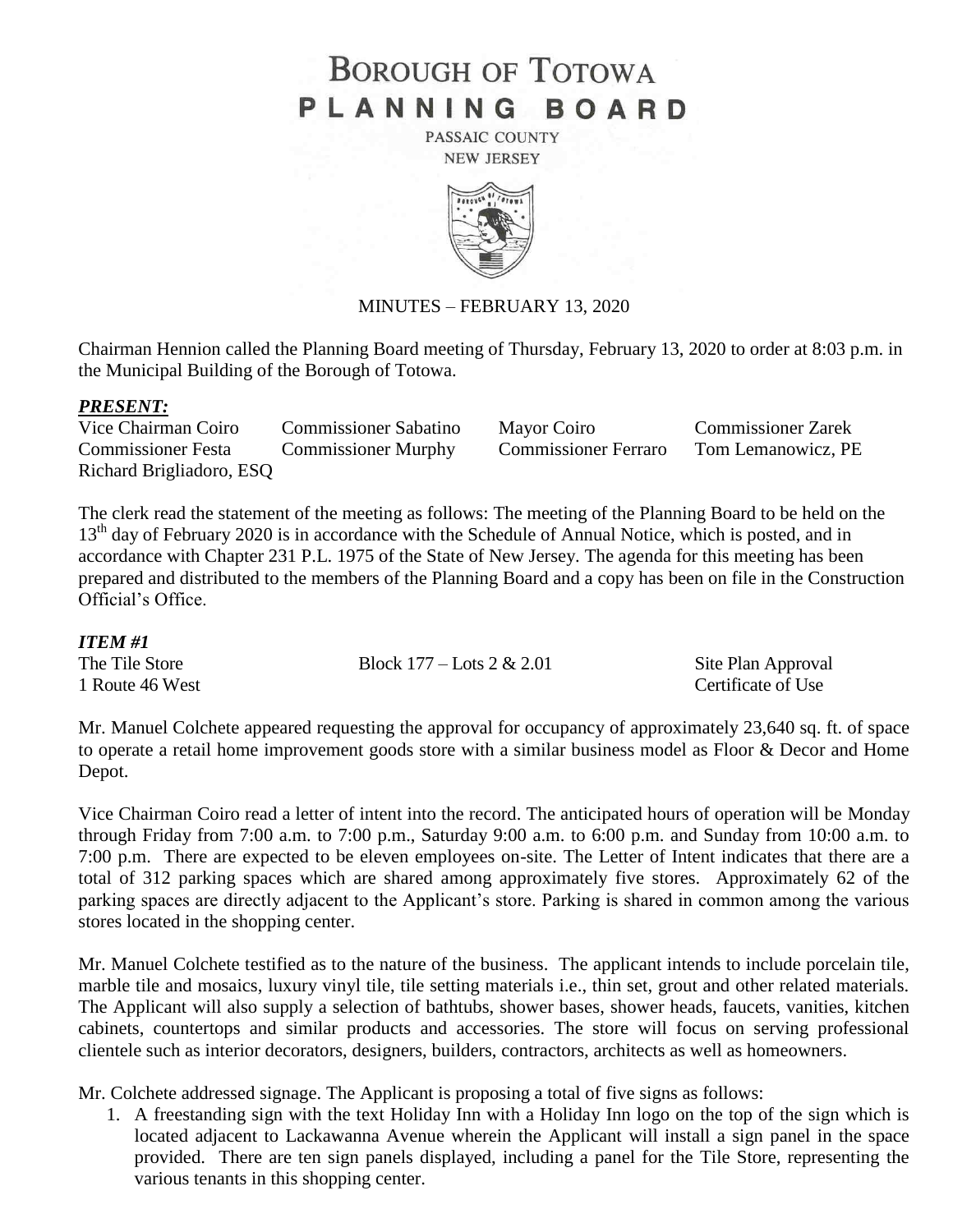# BOROUGH OF TOTOWA
# PLANNING BOARD

PASSAIC COUNTY
NEW JERSEY

MINUTES – FEBRUARY 13, 2020

Chairman Hennion called the Planning Board meeting of Thursday, February 13, 2020 to order at 8:03 p.m. in the Municipal Building of the Borough of Totowa.

***PRESENT:***

| | | | |
|---|---|---|---|
| Vice Chairman Coiro | Commissioner Sabatino | Mayor Coiro | Commissioner Zarek |
| Commissioner Festa | Commissioner Murphy | Commissioner Ferraro | Tom Lemanowicz, PE |
| Richard Brigliadoro, ESQ | | | |

The clerk read the statement of the meeting as follows: The meeting of the Planning Board to be held on the 13th day of February 2020 is in accordance with the Schedule of Annual Notice, which is posted, and in accordance with Chapter 231 P.L. 1975 of the State of New Jersey. The agenda for this meeting has been prepared and distributed to the members of the Planning Board and a copy has been on file in the Construction Official's Office.

***ITEM #1***

| | | |
|---|---|---|
| The Tile Store | Block 177 – Lots 2 & 2.01 | Site Plan Approval |
| 1 Route 46 West | | Certificate of Use |

Mr. Manuel Colchete appeared requesting the approval for occupancy of approximately 23,640 sq. ft. of space to operate a retail home improvement goods store with a similar business model as Floor & Decor and Home Depot.

Vice Chairman Coiro read a letter of intent into the record. The anticipated hours of operation will be Monday through Friday from 7:00 a.m. to 7:00 p.m., Saturday 9:00 a.m. to 6:00 p.m. and Sunday from 10:00 a.m. to 7:00 p.m. There are expected to be eleven employees on-site. The Letter of Intent indicates that there are a total of 312 parking spaces which are shared among approximately five stores. Approximately 62 of the parking spaces are directly adjacent to the Applicant's store. Parking is shared in common among the various stores located in the shopping center.

Mr. Manuel Colchete testified as to the nature of the business. The applicant intends to include porcelain tile, marble tile and mosaics, luxury vinyl tile, tile setting materials i.e., thin set, grout and other related materials. The Applicant will also supply a selection of bathtubs, shower bases, shower heads, faucets, vanities, kitchen cabinets, countertops and similar products and accessories. The store will focus on serving professional clientele such as interior decorators, designers, builders, contractors, architects as well as homeowners.

Mr. Colchete addressed signage. The Applicant is proposing a total of five signs as follows:

1. A freestanding sign with the text Holiday Inn with a Holiday Inn logo on the top of the sign which is located adjacent to Lackawanna Avenue wherein the Applicant will install a sign panel in the space provided. There are ten sign panels displayed, including a panel for the Tile Store, representing the various tenants in this shopping center.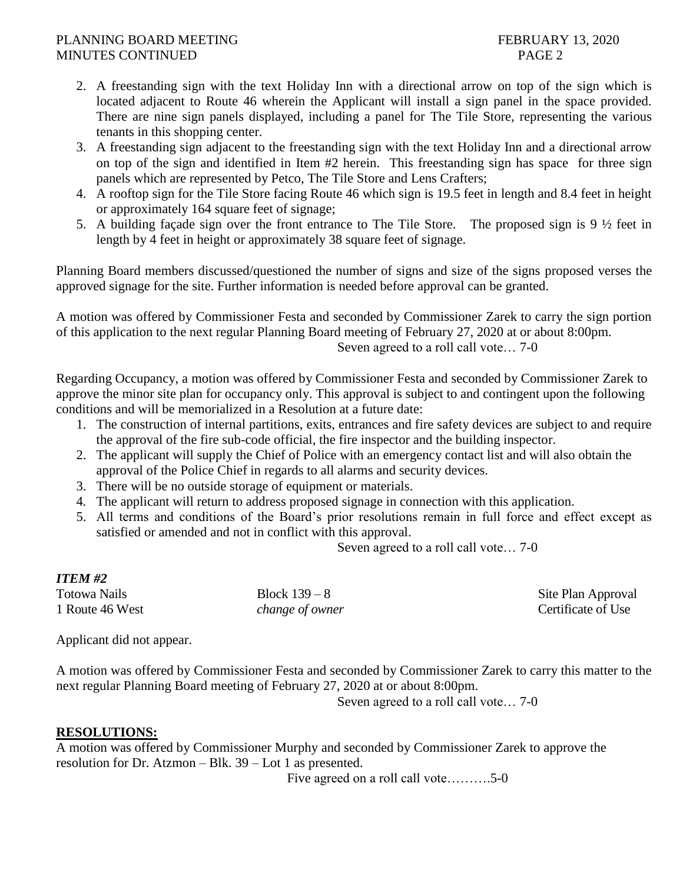2. A freestanding sign with the text Holiday Inn with a directional arrow on top of the sign which is located adjacent to Route 46 wherein the Applicant will install a sign panel in the space provided. There are nine sign panels displayed, including a panel for The Tile Store, representing the various tenants in this shopping center.
3. A freestanding sign adjacent to the freestanding sign with the text Holiday Inn and a directional arrow on top of the sign and identified in Item #2 herein. This freestanding sign has space for three sign panels which are represented by Petco, The Tile Store and Lens Crafters;
4. A rooftop sign for the Tile Store facing Route 46 which sign is 19.5 feet in length and 8.4 feet in height or approximately 164 square feet of signage;
5. A building façade sign over the front entrance to The Tile Store. The proposed sign is 9 ½ feet in length by 4 feet in height or approximately 38 square feet of signage.

Planning Board members discussed/questioned the number of signs and size of the signs proposed verses the approved signage for the site. Further information is needed before approval can be granted.

A motion was offered by Commissioner Festa and seconded by Commissioner Zarek to carry the sign portion of this application to the next regular Planning Board meeting of February 27, 2020 at or about 8:00pm.

Seven agreed to a roll call vote… 7-0

Regarding Occupancy, a motion was offered by Commissioner Festa and seconded by Commissioner Zarek to approve the minor site plan for occupancy only. This approval is subject to and contingent upon the following conditions and will be memorialized in a Resolution at a future date:

1. The construction of internal partitions, exits, entrances and fire safety devices are subject to and require the approval of the fire sub-code official, the fire inspector and the building inspector.
2. The applicant will supply the Chief of Police with an emergency contact list and will also obtain the approval of the Police Chief in regards to all alarms and security devices.
3. There will be no outside storage of equipment or materials.
4. The applicant will return to address proposed signage in connection with this application.
5. All terms and conditions of the Board's prior resolutions remain in full force and effect except as satisfied or amended and not in conflict with this approval.

Seven agreed to a roll call vote… 7-0

***ITEM #2***

| | | |
|---|---|---|
| Totowa Nails | Block 139 – 8 | Site Plan Approval |
| 1 Route 46 West | *change of owner* | Certificate of Use |

Applicant did not appear.

A motion was offered by Commissioner Festa and seconded by Commissioner Zarek to carry this matter to the next regular Planning Board meeting of February 27, 2020 at or about 8:00pm.

Seven agreed to a roll call vote… 7-0

**RESOLUTIONS:**

A motion was offered by Commissioner Murphy and seconded by Commissioner Zarek to approve the resolution for Dr. Atzmon – Blk. 39 – Lot 1 as presented.

Five agreed on a roll call vote……….5-0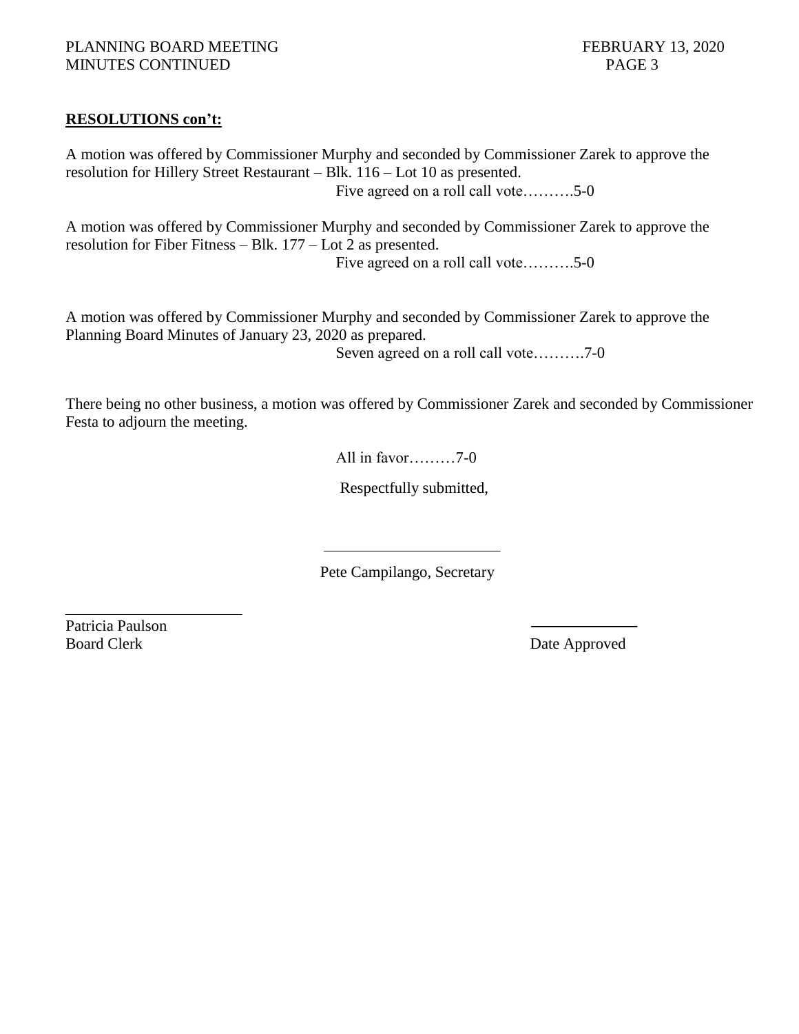**RESOLUTIONS con't:**

A motion was offered by Commissioner Murphy and seconded by Commissioner Zarek to approve the resolution for Hillery Street Restaurant – Blk. 116 – Lot 10 as presented.

Five agreed on a roll call vote……….5-0

A motion was offered by Commissioner Murphy and seconded by Commissioner Zarek to approve the resolution for Fiber Fitness – Blk. 177 – Lot 2 as presented.

Five agreed on a roll call vote……….5-0

A motion was offered by Commissioner Murphy and seconded by Commissioner Zarek to approve the Planning Board Minutes of January 23, 2020 as prepared.

Seven agreed on a roll call vote……….7-0

There being no other business, a motion was offered by Commissioner Zarek and seconded by Commissioner Festa to adjourn the meeting.

All in favor………7-0

Respectfully submitted,

\_\_\_\_\_\_\_\_\_\_\_\_\_\_\_\_\_\_\_\_\_\_\_

Pete Campilango, Secretary

\_\_\_\_\_\_\_\_\_\_\_\_\_\_\_\_\_\_\_\_\_\_\_

Patricia Paulson
Board Clerk

\_\_\_\_\_\_\_\_\_\_\_\_\_

Date Approved